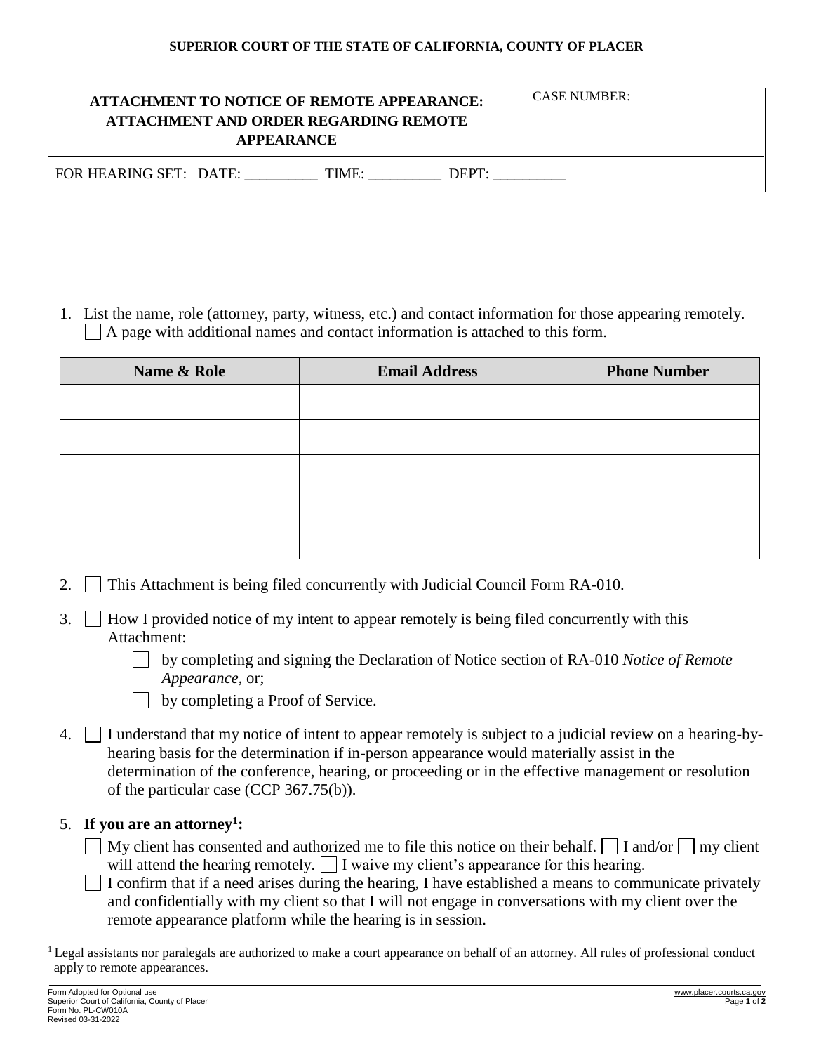SUPERIOR COURT OF THE STATE OF CALIFORNIA, COUNTY OF PLACER

| ATTACHMENT TO NOTICE OF REMOTE APPEARANCE: ATTACHMENT AND ORDER REGARDING REMOTE APPEARANCE | CASE NUMBER: |
|---|---|
| FOR HEARING SET: DATE: __________ TIME: __________ DEPT: __________ | |

1. List the name, role (attorney, party, witness, etc.) and contact information for those appearing remotely.
   ☐ A page with additional names and contact information is attached to this form.

| Name & Role | Email Address | Phone Number |
|---|---|---|
| | | |
| | | |
| | | |
| | | |
| | | |

2. ☐ This Attachment is being filed concurrently with Judicial Council Form RA-010.

3. ☐ How I provided notice of my intent to appear remotely is being filed concurrently with this Attachment:
   - ☐ by completing and signing the Declaration of Notice section of RA-010 *Notice of Remote Appearance*, or;
   - ☐ by completing a Proof of Service.

4. ☐ I understand that my notice of intent to appear remotely is subject to a judicial review on a hearing-by-hearing basis for the determination if in-person appearance would materially assist in the determination of the conference, hearing, or proceeding or in the effective management or resolution of the particular case (CCP 367.75(b)).

5. **If you are an attorney[1]:**

   ☐ My client has consented and authorized me to file this notice on their behalf. ☐ I and/or ☐ my client will attend the hearing remotely. ☐ I waive my client's appearance for this hearing.

   ☐ I confirm that if a need arises during the hearing, I have established a means to communicate privately and confidentially with my client so that I will not engage in conversations with my client over the remote appearance platform while the hearing is in session.

[1] Legal assistants nor paralegals are authorized to make a court appearance on behalf of an attorney. All rules of professional conduct apply to remote appearances.

Form Adopted for Optional use
Superior Court of California, County of Placer
Form No. PL-CW010A
Revised 03-31-2022

www.placer.courts.ca.gov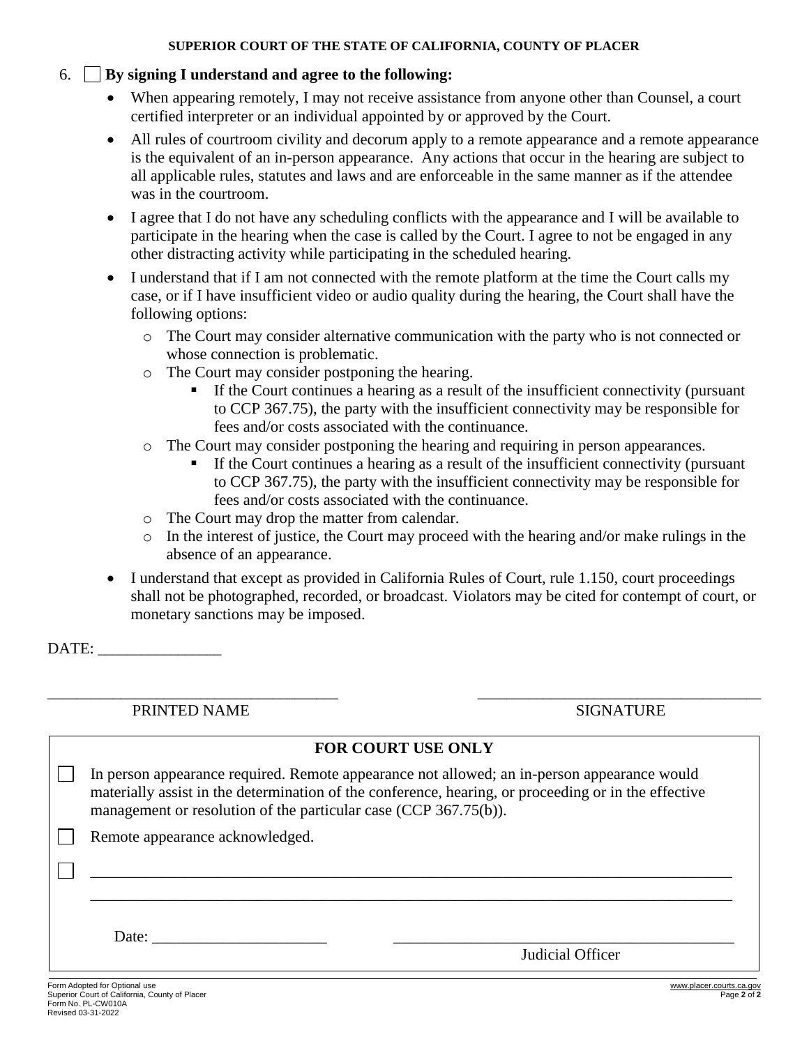SUPERIOR COURT OF THE STATE OF CALIFORNIA, COUNTY OF PLACER

6. ☐ **By signing I understand and agree to the following:**

- When appearing remotely, I may not receive assistance from anyone other than Counsel, a court certified interpreter or an individual appointed by or approved by the Court.
- All rules of courtroom civility and decorum apply to a remote appearance and a remote appearance is the equivalent of an in-person appearance. Any actions that occur in the hearing are subject to all applicable rules, statutes and laws and are enforceable in the same manner as if the attendee was in the courtroom.
- I agree that I do not have any scheduling conflicts with the appearance and I will be available to participate in the hearing when the case is called by the Court. I agree to not be engaged in any other distracting activity while participating in the scheduled hearing.
- I understand that if I am not connected with the remote platform at the time the Court calls my case, or if I have insufficient video or audio quality during the hearing, the Court shall have the following options:
  - The Court may consider alternative communication with the party who is not connected or whose connection is problematic.
  - The Court may consider postponing the hearing.
    - If the Court continues a hearing as a result of the insufficient connectivity (pursuant to CCP 367.75), the party with the insufficient connectivity may be responsible for fees and/or costs associated with the continuance.
  - The Court may consider postponing the hearing and requiring in person appearances.
    - If the Court continues a hearing as a result of the insufficient connectivity (pursuant to CCP 367.75), the party with the insufficient connectivity may be responsible for fees and/or costs associated with the continuance.
  - The Court may drop the matter from calendar.
  - In the interest of justice, the Court may proceed with the hearing and/or make rulings in the absence of an appearance.
- I understand that except as provided in California Rules of Court, rule 1.150, court proceedings shall not be photographed, recorded, or broadcast. Violators may be cited for contempt of court, or monetary sanctions may be imposed.

DATE: _______________

_____________________________________ PRINTED NAME

_____________________________________ SIGNATURE

**FOR COURT USE ONLY**

☐ In person appearance required. Remote appearance not allowed; an in-person appearance would materially assist in the determination of the conference, hearing, or proceeding or in the effective management or resolution of the particular case (CCP 367.75(b)).

☐ Remote appearance acknowledged.

☐ ___________________________________________________________________________

___________________________________________________________________________

Date: ______________________ ________________________________________ Judicial Officer

Form Adopted for Optional use
Superior Court of California, County of Placer
Form No. PL-CW010A
Revised 03-31-2022

www.placer.courts.ca.gov